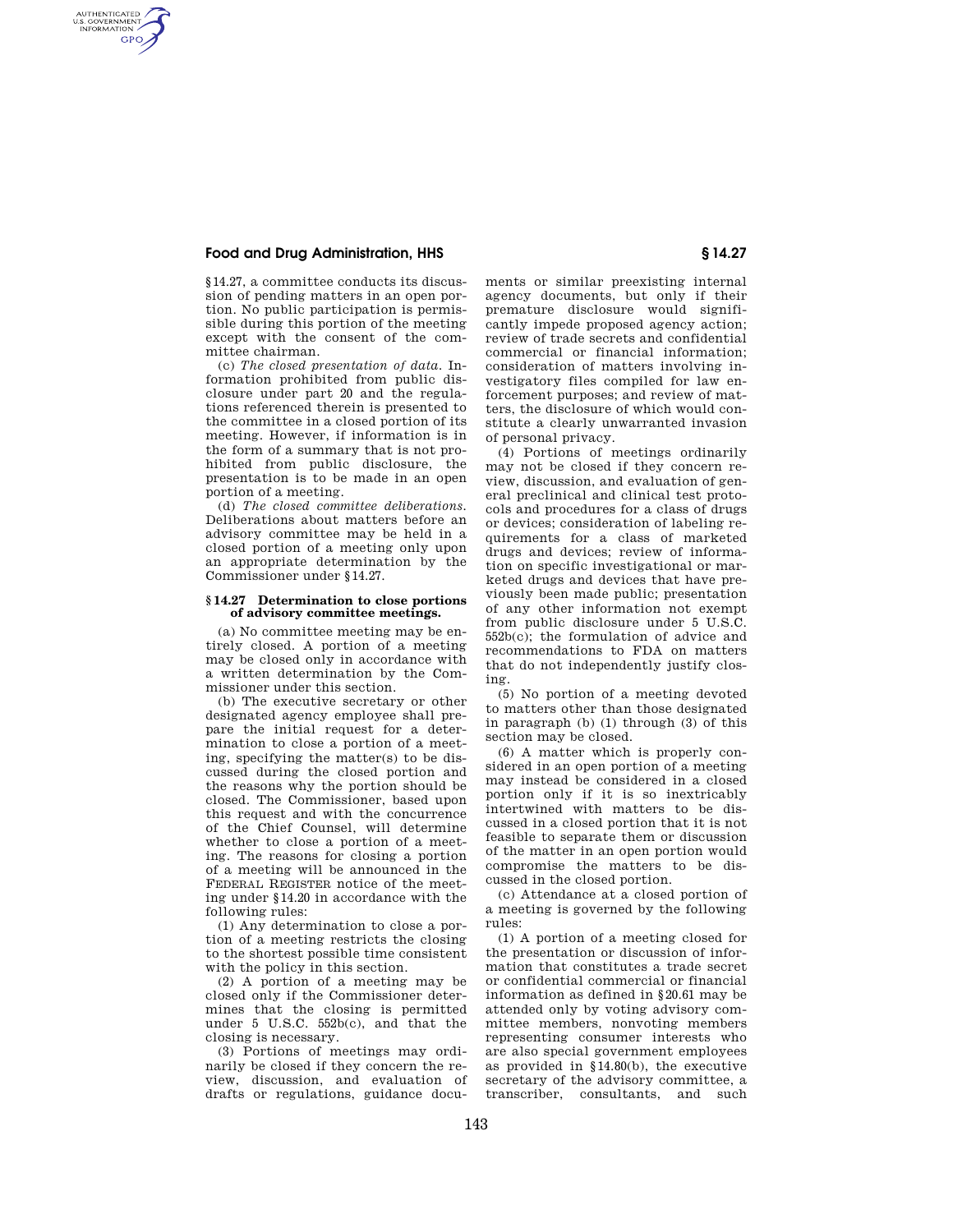§14.27, a committee conducts its discussion of pending matters in an open portion. No public participation is permissible during this portion of the meeting except with the consent of the committee chairman.

(c) *The closed presentation of data.* Information prohibited from public disclosure under part 20 and the regulations referenced therein is presented to the committee in a closed portion of its meeting. However, if information is in the form of a summary that is not prohibited from public disclosure, the presentation is to be made in an open portion of a meeting.

(d) *The closed committee deliberations.* Deliberations about matters before an advisory committee may be held in a closed portion of a meeting only upon an appropriate determination by the Commissioner under §14.27.

### §14.27 Determination to close portions of advisory committee meetings.

(a) No committee meeting may be entirely closed. A portion of a meeting may be closed only in accordance with a written determination by the Commissioner under this section.

(b) The executive secretary or other designated agency employee shall prepare the initial request for a determination to close a portion of a meeting, specifying the matter(s) to be discussed during the closed portion and the reasons why the portion should be closed. The Commissioner, based upon this request and with the concurrence of the Chief Counsel, will determine whether to close a portion of a meeting. The reasons for closing a portion of a meeting will be announced in the FEDERAL REGISTER notice of the meeting under §14.20 in accordance with the following rules:

(1) Any determination to close a portion of a meeting restricts the closing to the shortest possible time consistent with the policy in this section.

(2) A portion of a meeting may be closed only if the Commissioner determines that the closing is permitted under 5 U.S.C. 552b(c), and that the closing is necessary.

(3) Portions of meetings may ordinarily be closed if they concern the review, discussion, and evaluation of drafts or regulations, guidance documents or similar preexisting internal agency documents, but only if their premature disclosure would significantly impede proposed agency action; review of trade secrets and confidential commercial or financial information; consideration of matters involving investigatory files compiled for law enforcement purposes; and review of matters, the disclosure of which would constitute a clearly unwarranted invasion of personal privacy.

(4) Portions of meetings ordinarily may not be closed if they concern review, discussion, and evaluation of general preclinical and clinical test protocols and procedures for a class of drugs or devices; consideration of labeling requirements for a class of marketed drugs and devices; review of information on specific investigational or marketed drugs and devices that have previously been made public; presentation of any other information not exempt from public disclosure under 5 U.S.C. 552b(c); the formulation of advice and recommendations to FDA on matters that do not independently justify closing.

(5) No portion of a meeting devoted to matters other than those designated in paragraph (b) (1) through (3) of this section may be closed.

(6) A matter which is properly considered in an open portion of a meeting may instead be considered in a closed portion only if it is so inextricably intertwined with matters to be discussed in a closed portion that it is not feasible to separate them or discussion of the matter in an open portion would compromise the matters to be discussed in the closed portion.

(c) Attendance at a closed portion of a meeting is governed by the following rules:

(1) A portion of a meeting closed for the presentation or discussion of information that constitutes a trade secret or confidential commercial or financial information as defined in §20.61 may be attended only by voting advisory committee members, nonvoting members representing consumer interests who are also special government employees as provided in §14.80(b), the executive secretary of the advisory committee, a transcriber, consultants, and such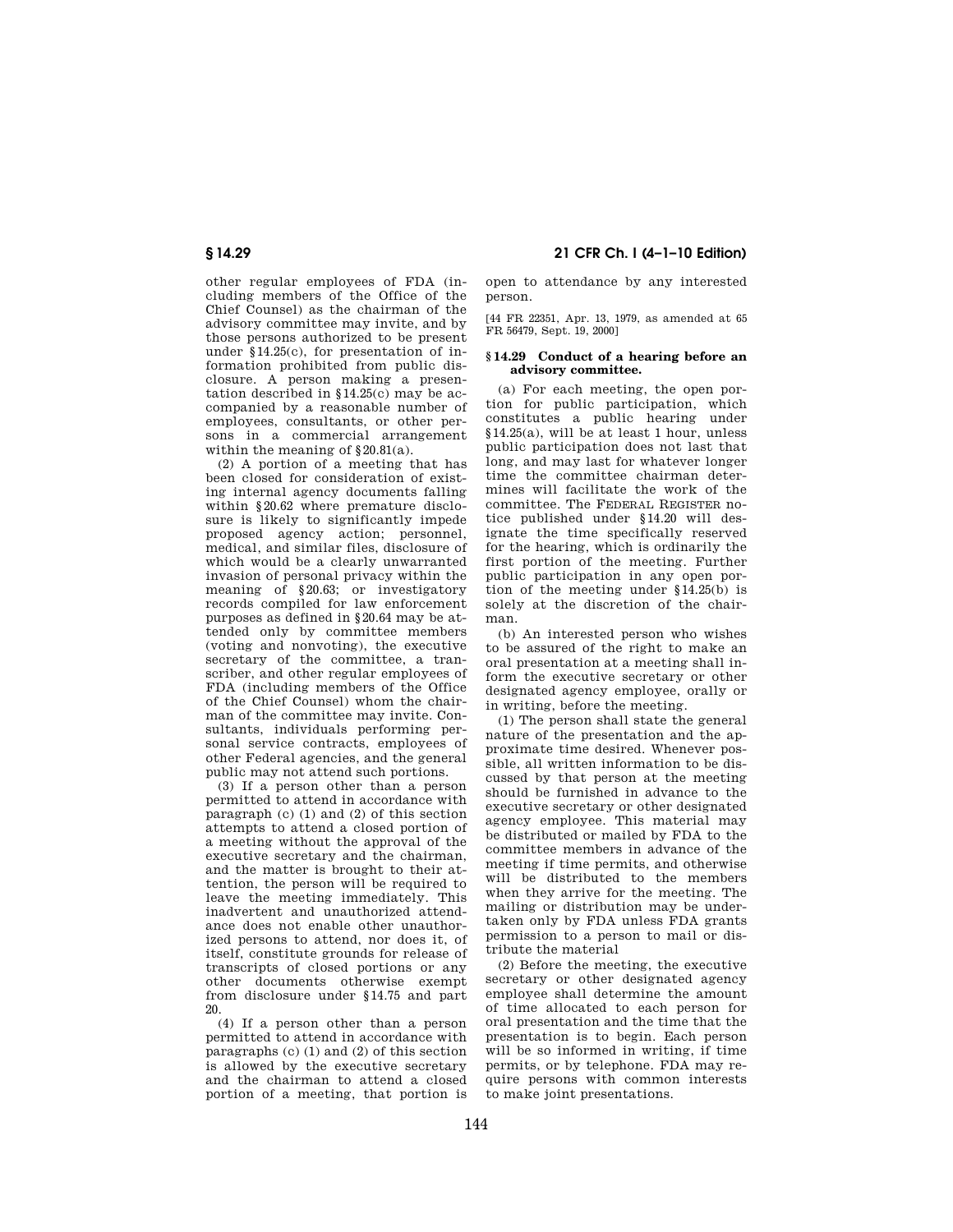other regular employees of FDA (including members of the Office of the Chief Counsel) as the chairman of the advisory committee may invite, and by those persons authorized to be present under §14.25(c), for presentation of information prohibited from public disclosure. A person making a presentation described in §14.25(c) may be accompanied by a reasonable number of employees, consultants, or other persons in a commercial arrangement within the meaning of §20.81(a).

(2) A portion of a meeting that has been closed for consideration of existing internal agency documents falling within §20.62 where premature disclosure is likely to significantly impede proposed agency action; personnel, medical, and similar files, disclosure of which would be a clearly unwarranted invasion of personal privacy within the meaning of §20.63; or investigatory records compiled for law enforcement purposes as defined in §20.64 may be attended only by committee members (voting and nonvoting), the executive secretary of the committee, a transcriber, and other regular employees of FDA (including members of the Office of the Chief Counsel) whom the chairman of the committee may invite. Consultants, individuals performing personal service contracts, employees of other Federal agencies, and the general public may not attend such portions.

(3) If a person other than a person permitted to attend in accordance with paragraph (c) (1) and (2) of this section attempts to attend a closed portion of a meeting without the approval of the executive secretary and the chairman, and the matter is brought to their attention, the person will be required to leave the meeting immediately. This inadvertent and unauthorized attendance does not enable other unauthorized persons to attend, nor does it, of itself, constitute grounds for release of transcripts of closed portions or any other documents otherwise exempt from disclosure under §14.75 and part 20.

(4) If a person other than a person permitted to attend in accordance with paragraphs (c) (1) and (2) of this section is allowed by the executive secretary and the chairman to attend a closed portion of a meeting, that portion is open to attendance by any interested person.

[44 FR 22351, Apr. 13, 1979, as amended at 65 FR 56479, Sept. 19, 2000]

### § 14.29 Conduct of a hearing before an advisory committee.

(a) For each meeting, the open portion for public participation, which constitutes a public hearing under §14.25(a), will be at least 1 hour, unless public participation does not last that long, and may last for whatever longer time the committee chairman determines will facilitate the work of the committee. The FEDERAL REGISTER notice published under §14.20 will designate the time specifically reserved for the hearing, which is ordinarily the first portion of the meeting. Further public participation in any open portion of the meeting under §14.25(b) is solely at the discretion of the chairman.

(b) An interested person who wishes to be assured of the right to make an oral presentation at a meeting shall inform the executive secretary or other designated agency employee, orally or in writing, before the meeting.

(1) The person shall state the general nature of the presentation and the approximate time desired. Whenever possible, all written information to be discussed by that person at the meeting should be furnished in advance to the executive secretary or other designated agency employee. This material may be distributed or mailed by FDA to the committee members in advance of the meeting if time permits, and otherwise will be distributed to the members when they arrive for the meeting. The mailing or distribution may be undertaken only by FDA unless FDA grants permission to a person to mail or distribute the material

(2) Before the meeting, the executive secretary or other designated agency employee shall determine the amount of time allocated to each person for oral presentation and the time that the presentation is to begin. Each person will be so informed in writing, if time permits, or by telephone. FDA may require persons with common interests to make joint presentations.